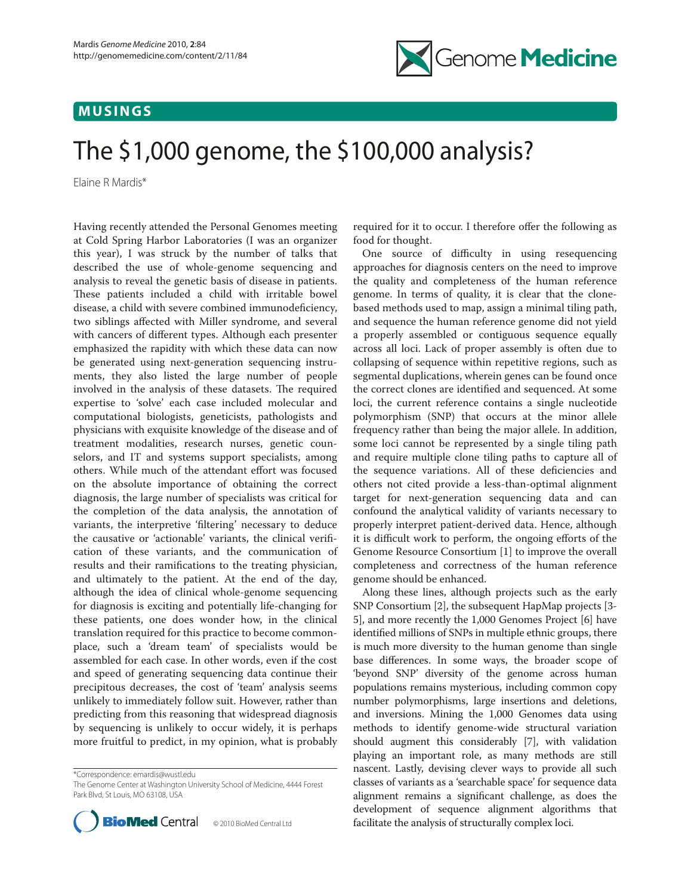MUSINGS

# The $1,000 genome, the $100,000 analysis?

Elaine R Mardis*

Having recently attended the Personal Genomes meeting at Cold Spring Harbor Laboratories (I was an organizer this year), I was struck by the number of talks that described the use of whole-genome sequencing and analysis to reveal the genetic basis of disease in patients. These patients included a child with irritable bowel disease, a child with severe combined immunodeficiency, two siblings affected with Miller syndrome, and several with cancers of different types. Although each presenter emphasized the rapidity with which these data can now be generated using next-generation sequencing instruments, they also listed the large number of people involved in the analysis of these datasets. The required expertise to 'solve' each case included molecular and computational biologists, geneticists, pathologists and physicians with exquisite knowledge of the disease and of treatment modalities, research nurses, genetic counselors, and IT and systems support specialists, among others. While much of the attendant effort was focused on the absolute importance of obtaining the correct diagnosis, the large number of specialists was critical for the completion of the data analysis, the annotation of variants, the interpretive 'filtering' necessary to deduce the causative or 'actionable' variants, the clinical verification of these variants, and the communication of results and their ramifications to the treating physician, and ultimately to the patient. At the end of the day, although the idea of clinical whole-genome sequencing for diagnosis is exciting and potentially life-changing for these patients, one does wonder how, in the clinical translation required for this practice to become commonplace, such a 'dream team' of specialists would be assembled for each case. In other words, even if the cost and speed of generating sequencing data continue their precipitous decreases, the cost of 'team' analysis seems unlikely to immediately follow suit. However, rather than predicting from this reasoning that widespread diagnosis by sequencing is unlikely to occur widely, it is perhaps more fruitful to predict, in my opinion, what is probably required for it to occur. I therefore offer the following as food for thought.

One source of difficulty in using resequencing approaches for diagnosis centers on the need to improve the quality and completeness of the human reference genome. In terms of quality, it is clear that the clone-based methods used to map, assign a minimal tiling path, and sequence the human reference genome did not yield a properly assembled or contiguous sequence equally across all loci. Lack of proper assembly is often due to collapsing of sequence within repetitive regions, such as segmental duplications, wherein genes can be found once the correct clones are identified and sequenced. At some loci, the current reference contains a single nucleotide polymorphism (SNP) that occurs at the minor allele frequency rather than being the major allele. In addition, some loci cannot be represented by a single tiling path and require multiple clone tiling paths to capture all of the sequence variations. All of these deficiencies and others not cited provide a less-than-optimal alignment target for next-generation sequencing data and can confound the analytical validity of variants necessary to properly interpret patient-derived data. Hence, although it is difficult work to perform, the ongoing efforts of the Genome Resource Consortium [1] to improve the overall completeness and correctness of the human reference genome should be enhanced.

Along these lines, although projects such as the early SNP Consortium [2], the subsequent HapMap projects [3-5], and more recently the 1,000 Genomes Project [6] have identified millions of SNPs in multiple ethnic groups, there is much more diversity to the human genome than single base differences. In some ways, the broader scope of 'beyond SNP' diversity of the genome across human populations remains mysterious, including common copy number polymorphisms, large insertions and deletions, and inversions. Mining the 1,000 Genomes data using methods to identify genome-wide structural variation should augment this considerably [7], with validation playing an important role, as many methods are still nascent. Lastly, devising clever ways to provide all such classes of variants as a 'searchable space' for sequence data alignment remains a significant challenge, as does the development of sequence alignment algorithms that facilitate the analysis of structurally complex loci.

*Correspondence: emardis@wustl.edu
The Genome Center at Washington University School of Medicine, 4444 Forest Park Blvd, St Louis, MO 63108, USA

© 2010 BioMed Central Ltd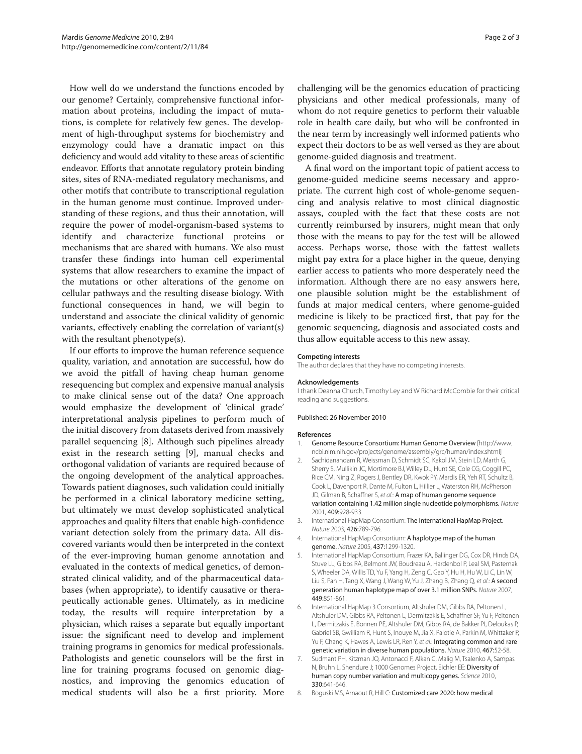How well do we understand the functions encoded by our genome? Certainly, comprehensive functional information about proteins, including the impact of mutations, is complete for relatively few genes. The development of high-throughput systems for biochemistry and enzymology could have a dramatic impact on this deficiency and would add vitality to these areas of scientific endeavor. Efforts that annotate regulatory protein binding sites, sites of RNA-mediated regulatory mechanisms, and other motifs that contribute to transcriptional regulation in the human genome must continue. Improved understanding of these regions, and thus their annotation, will require the power of model-organism-based systems to identify and characterize functional proteins or mechanisms that are shared with humans. We also must transfer these findings into human cell experimental systems that allow researchers to examine the impact of the mutations or other alterations of the genome on cellular pathways and the resulting disease biology. With functional consequences in hand, we will begin to understand and associate the clinical validity of genomic variants, effectively enabling the correlation of variant(s) with the resultant phenotype(s).

If our efforts to improve the human reference sequence quality, variation, and annotation are successful, how do we avoid the pitfall of having cheap human genome resequencing but complex and expensive manual analysis to make clinical sense out of the data? One approach would emphasize the development of 'clinical grade' interpretational analysis pipelines to perform much of the initial discovery from datasets derived from massively parallel sequencing [8]. Although such pipelines already exist in the research setting [9], manual checks and orthogonal validation of variants are required because of the ongoing development of the analytical approaches. Towards patient diagnoses, such validation could initially be performed in a clinical laboratory medicine setting, but ultimately we must develop sophisticated analytical approaches and quality filters that enable high-confidence variant detection solely from the primary data. All discovered variants would then be interpreted in the context of the ever-improving human genome annotation and evaluated in the contexts of medical genetics, of demonstrated clinical validity, and of the pharmaceutical databases (when appropriate), to identify causative or therapeutically actionable genes. Ultimately, as in medicine today, the results will require interpretation by a physician, which raises a separate but equally important issue: the significant need to develop and implement training programs in genomics for medical professionals. Pathologists and genetic counselors will be the first in line for training programs focused on genomic diagnostics, and improving the genomics education of medical students will also be a first priority. More challenging will be the genomics education of practicing physicians and other medical professionals, many of whom do not require genetics to perform their valuable role in health care daily, but who will be confronted in the near term by increasingly well informed patients who expect their doctors to be as well versed as they are about genome-guided diagnosis and treatment.

A final word on the important topic of patient access to genome-guided medicine seems necessary and appropriate. The current high cost of whole-genome sequencing and analysis relative to most clinical diagnostic assays, coupled with the fact that these costs are not currently reimbursed by insurers, might mean that only those with the means to pay for the test will be allowed access. Perhaps worse, those with the fattest wallets might pay extra for a place higher in the queue, denying earlier access to patients who more desperately need the information. Although there are no easy answers here, one plausible solution might be the establishment of funds at major medical centers, where genome-guided medicine is likely to be practiced first, that pay for the genomic sequencing, diagnosis and associated costs and thus allow equitable access to this new assay.

#### Competing interests

The author declares that they have no competing interests.

#### Acknowledgements

I thank Deanna Church, Timothy Ley and W Richard McCombie for their critical reading and suggestions.

Published: 26 November 2010

#### References

1. **Genome Resource Consortium: Human Genome Overview** [http://www.ncbi.nlm.nih.gov/projects/genome/assembly/grc/human/index.shtml]
2. Sachidanandam R, Weissman D, Schmidt SC, Kakol JM, Stein LD, Marth G, Sherry S, Mullikin JC, Mortimore BJ, Willey DL, Hunt SE, Cole CG, Coggill PC, Rice CM, Ning Z, Rogers J, Bentley DR, Kwok PY, Mardis ER, Yeh RT, Schultz B, Cook L, Davenport R, Dante M, Fulton L, Hillier L, Waterston RH, McPherson JD, Gilman B, Schaffner S, *et al*.: **A map of human genome sequence variation containing 1.42 million single nucleotide polymorphisms.** *Nature* 2001, **409:**928-933.
3. International HapMap Consortium: **The International HapMap Project.** *Nature* 2003, **426:**789-796.
4. International HapMap Consortium: **A haplotype map of the human genome.** *Nature* 2005, **437:**1299-1320.
5. International HapMap Consortium, Frazer KA, Ballinger DG, Cox DR, Hinds DA, Stuve LL, Gibbs RA, Belmont JW, Boudreau A, Hardenbol P, Leal SM, Pasternak S, Wheeler DA, Willis TD, Yu F, Yang H, Zeng C, Gao Y, Hu H, Hu W, Li C, Lin W, Liu S, Pan H, Tang X, Wang J, Wang W, Yu J, Zhang B, Zhang Q, *et al*.: **A second generation human haplotype map of over 3.1 million SNPs.** *Nature* 2007, **449:**851-861.
6. International HapMap 3 Consortium, Altshuler DM, Gibbs RA, Peltonen L, Altshuler DM, Gibbs RA, Peltonen L, Dermitzakis E, Schaffner SF, Yu F, Peltonen L, Dermitzakis E, Bonnen PE, Altshuler DM, Gibbs RA, de Bakker PI, Deloukas P, Gabriel SB, Gwilliam R, Hunt S, Inouye M, Jia X, Palotie A, Parkin M, Whittaker P, Yu F, Chang K, Hawes A, Lewis LR, Ren Y, *et al*.: **Integrating common and rare genetic variation in diverse human populations.** *Nature* 2010, **467:**52-58.
7. Sudmant PH, Kitzman JO, Antonacci F, Alkan C, Malig M, Tsalenko A, Sampas N, Bruhn L, Shendure J; 1000 Genomes Project, Eichler EE: **Diversity of human copy number variation and multicopy genes.** *Science* 2010, **330:**641-646.
8. Boguski MS, Arnaout R, Hill C: **Customized care 2020: how medical**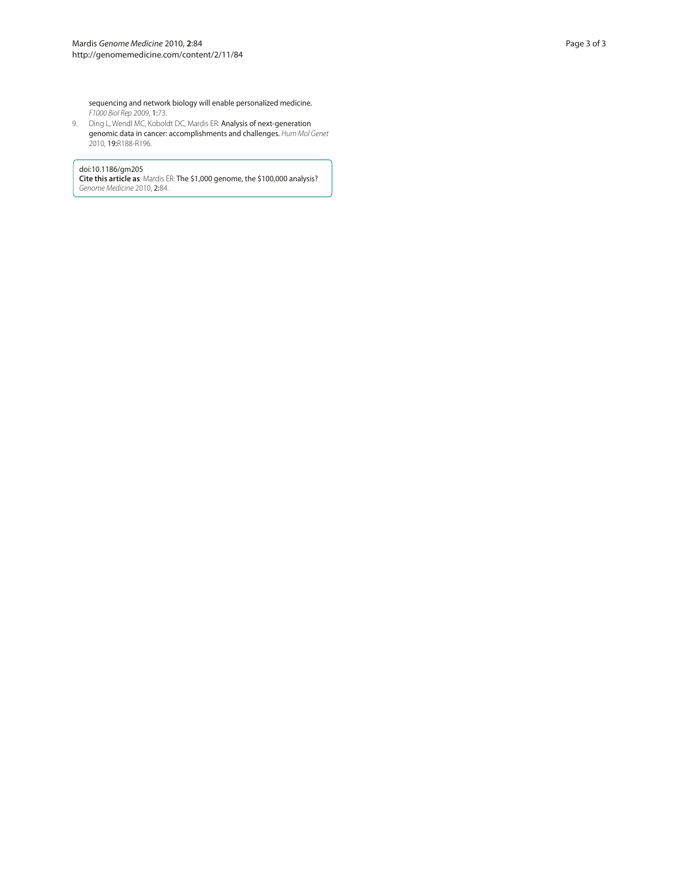sequencing and network biology will enable personalized medicine. *F1000 Biol Rep* 2009, **1**:73.

9. Ding L, Wendl MC, Koboldt DC, Mardis ER: **Analysis of next-generation genomic data in cancer: accomplishments and challenges.** *Hum Mol Genet* 2010, **19**:R188-R196.

doi:10.1186/gm205
**Cite this article as**: Mardis ER: The $1,000 genome, the $100,000 analysis? *Genome Medicine* 2010, **2**:84.